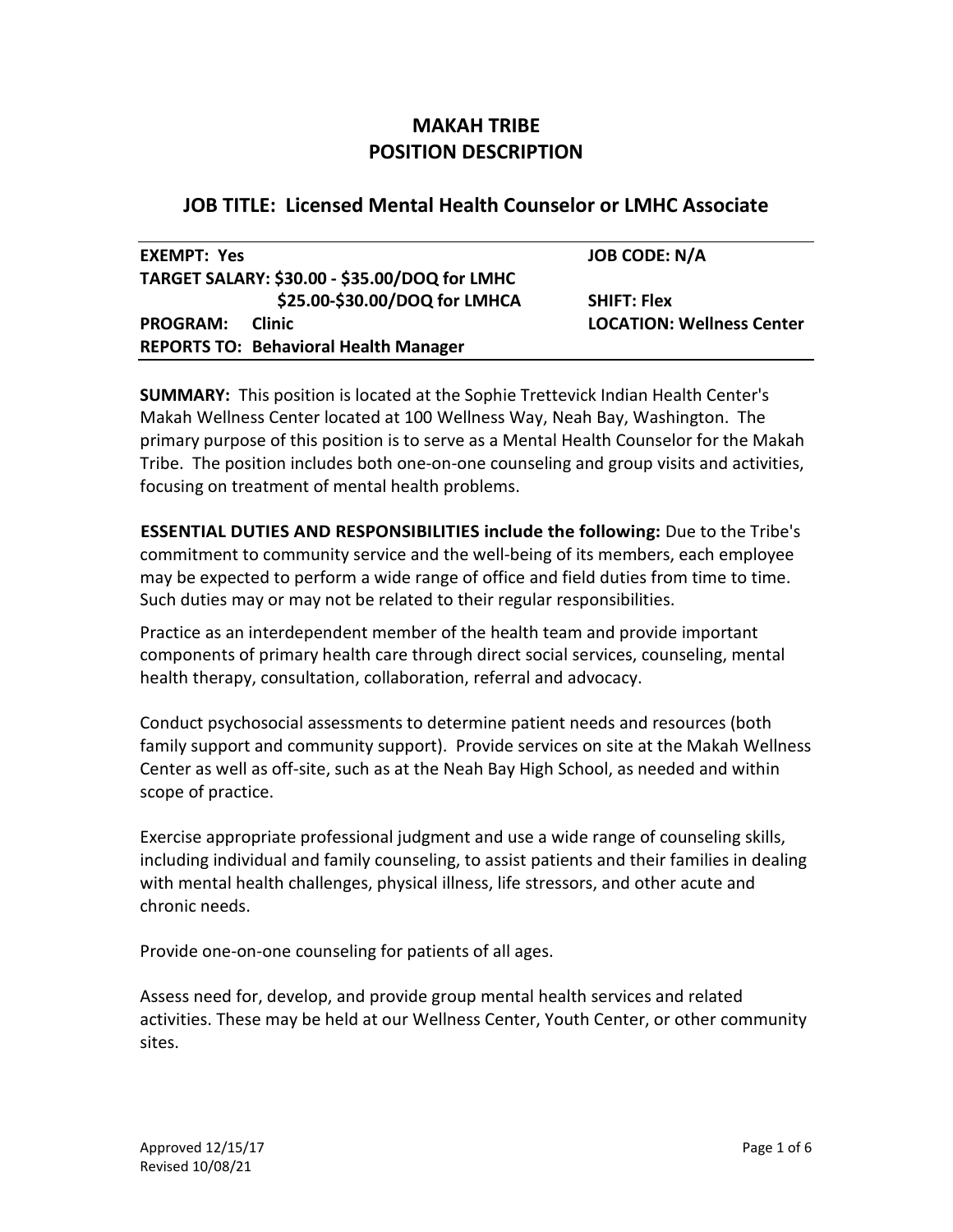# MAKAH TRIBE
# POSITION DESCRIPTION

## JOB TITLE: Licensed Mental Health Counselor or LMHC Associate

| | |
|---|---|
| **EXEMPT: Yes** | **JOB CODE: N/A** |
| **TARGET SALARY: $30.00 - $35.00/DOQ for LMHC**<br>**$25.00-$30.00/DOQ for LMHCA** | **SHIFT: Flex** |
| **PROGRAM: Clinic** | **LOCATION: Wellness Center** |
| **REPORTS TO: Behavioral Health Manager** | |

**SUMMARY:** This position is located at the Sophie Trettevick Indian Health Center's Makah Wellness Center located at 100 Wellness Way, Neah Bay, Washington. The primary purpose of this position is to serve as a Mental Health Counselor for the Makah Tribe. The position includes both one-on-one counseling and group visits and activities, focusing on treatment of mental health problems.

**ESSENTIAL DUTIES AND RESPONSIBILITIES include the following:** Due to the Tribe's commitment to community service and the well-being of its members, each employee may be expected to perform a wide range of office and field duties from time to time. Such duties may or may not be related to their regular responsibilities.

Practice as an interdependent member of the health team and provide important components of primary health care through direct social services, counseling, mental health therapy, consultation, collaboration, referral and advocacy.

Conduct psychosocial assessments to determine patient needs and resources (both family support and community support). Provide services on site at the Makah Wellness Center as well as off-site, such as at the Neah Bay High School, as needed and within scope of practice.

Exercise appropriate professional judgment and use a wide range of counseling skills, including individual and family counseling, to assist patients and their families in dealing with mental health challenges, physical illness, life stressors, and other acute and chronic needs.

Provide one-on-one counseling for patients of all ages.

Assess need for, develop, and provide group mental health services and related activities. These may be held at our Wellness Center, Youth Center, or other community sites.

Approved 12/15/17
Revised 10/08/21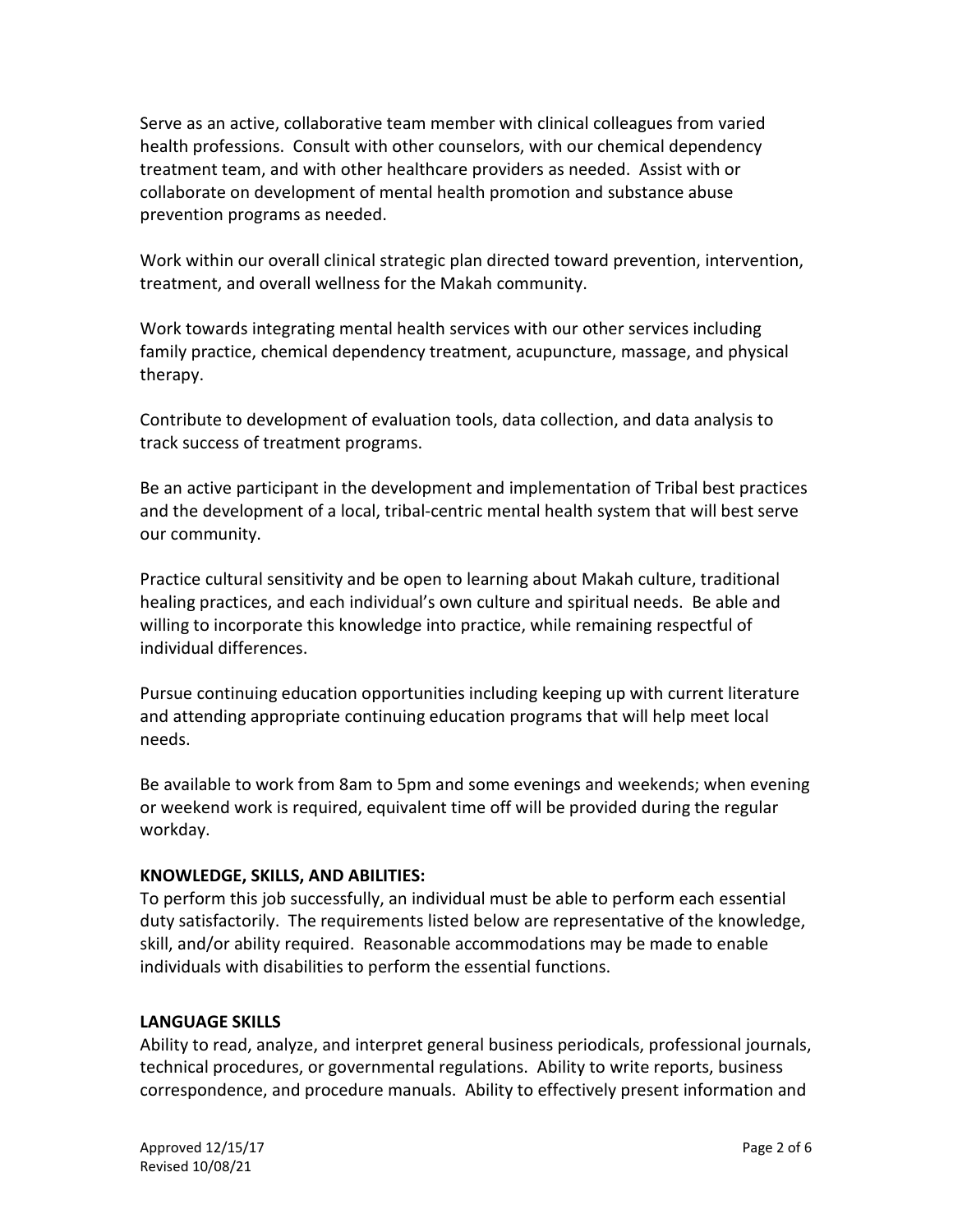Serve as an active, collaborative team member with clinical colleagues from varied health professions. Consult with other counselors, with our chemical dependency treatment team, and with other healthcare providers as needed. Assist with or collaborate on development of mental health promotion and substance abuse prevention programs as needed.

Work within our overall clinical strategic plan directed toward prevention, intervention, treatment, and overall wellness for the Makah community.

Work towards integrating mental health services with our other services including family practice, chemical dependency treatment, acupuncture, massage, and physical therapy.

Contribute to development of evaluation tools, data collection, and data analysis to track success of treatment programs.

Be an active participant in the development and implementation of Tribal best practices and the development of a local, tribal-centric mental health system that will best serve our community.

Practice cultural sensitivity and be open to learning about Makah culture, traditional healing practices, and each individual's own culture and spiritual needs. Be able and willing to incorporate this knowledge into practice, while remaining respectful of individual differences.

Pursue continuing education opportunities including keeping up with current literature and attending appropriate continuing education programs that will help meet local needs.

Be available to work from 8am to 5pm and some evenings and weekends; when evening or weekend work is required, equivalent time off will be provided during the regular workday.

**KNOWLEDGE, SKILLS, AND ABILITIES:**
To perform this job successfully, an individual must be able to perform each essential duty satisfactorily. The requirements listed below are representative of the knowledge, skill, and/or ability required. Reasonable accommodations may be made to enable individuals with disabilities to perform the essential functions.

**LANGUAGE SKILLS**
Ability to read, analyze, and interpret general business periodicals, professional journals, technical procedures, or governmental regulations. Ability to write reports, business correspondence, and procedure manuals. Ability to effectively present information and

Approved 12/15/17
Revised 10/08/21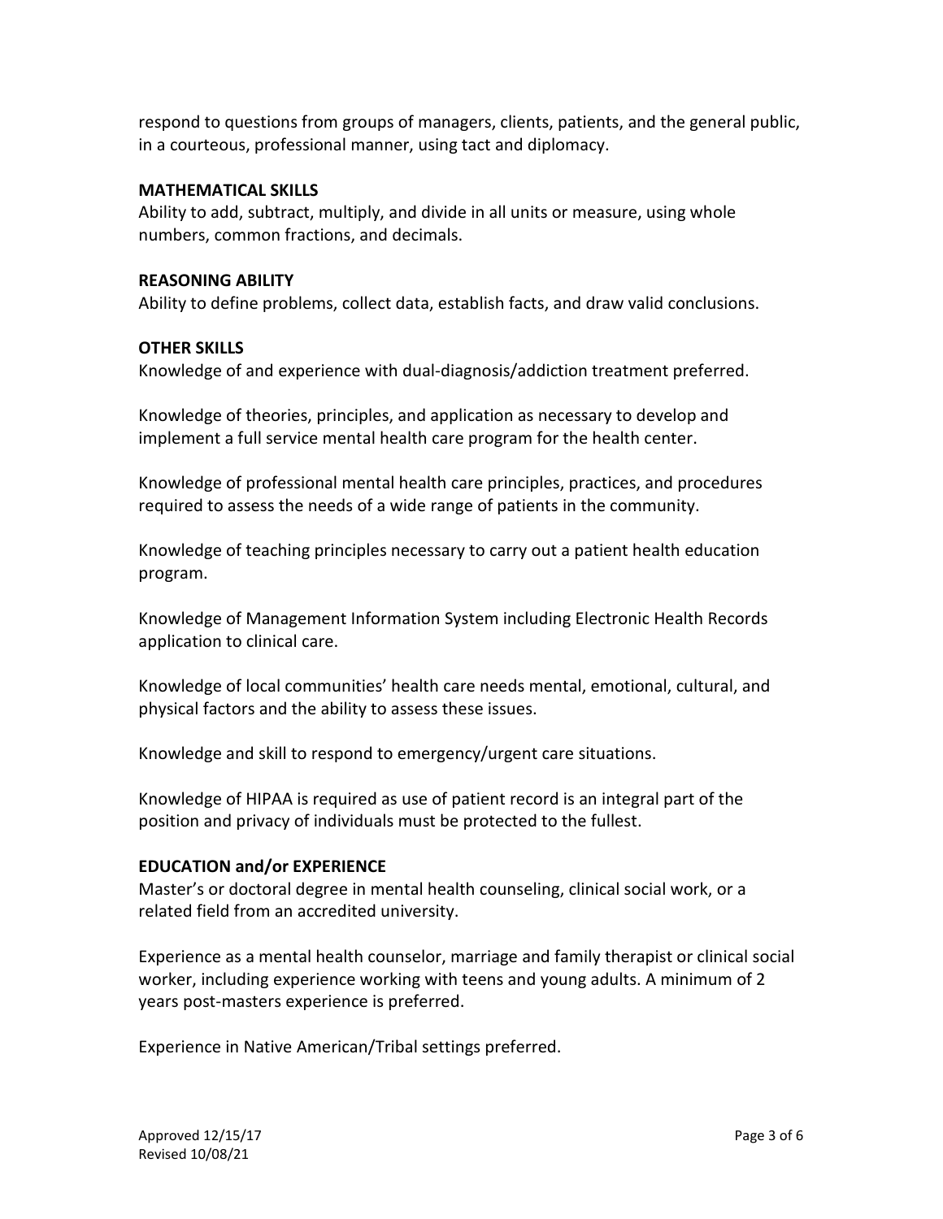respond to questions from groups of managers, clients, patients, and the general public, in a courteous, professional manner, using tact and diplomacy.

**MATHEMATICAL SKILLS**

Ability to add, subtract, multiply, and divide in all units or measure, using whole numbers, common fractions, and decimals.

**REASONING ABILITY**

Ability to define problems, collect data, establish facts, and draw valid conclusions.

**OTHER SKILLS**

Knowledge of and experience with dual-diagnosis/addiction treatment preferred.

Knowledge of theories, principles, and application as necessary to develop and implement a full service mental health care program for the health center.

Knowledge of professional mental health care principles, practices, and procedures required to assess the needs of a wide range of patients in the community.

Knowledge of teaching principles necessary to carry out a patient health education program.

Knowledge of Management Information System including Electronic Health Records application to clinical care.

Knowledge of local communities' health care needs mental, emotional, cultural, and physical factors and the ability to assess these issues.

Knowledge and skill to respond to emergency/urgent care situations.

Knowledge of HIPAA is required as use of patient record is an integral part of the position and privacy of individuals must be protected to the fullest.

**EDUCATION and/or EXPERIENCE**

Master's or doctoral degree in mental health counseling, clinical social work, or a related field from an accredited university.

Experience as a mental health counselor, marriage and family therapist or clinical social worker, including experience working with teens and young adults. A minimum of 2 years post-masters experience is preferred.

Experience in Native American/Tribal settings preferred.

Approved 12/15/17
Revised 10/08/21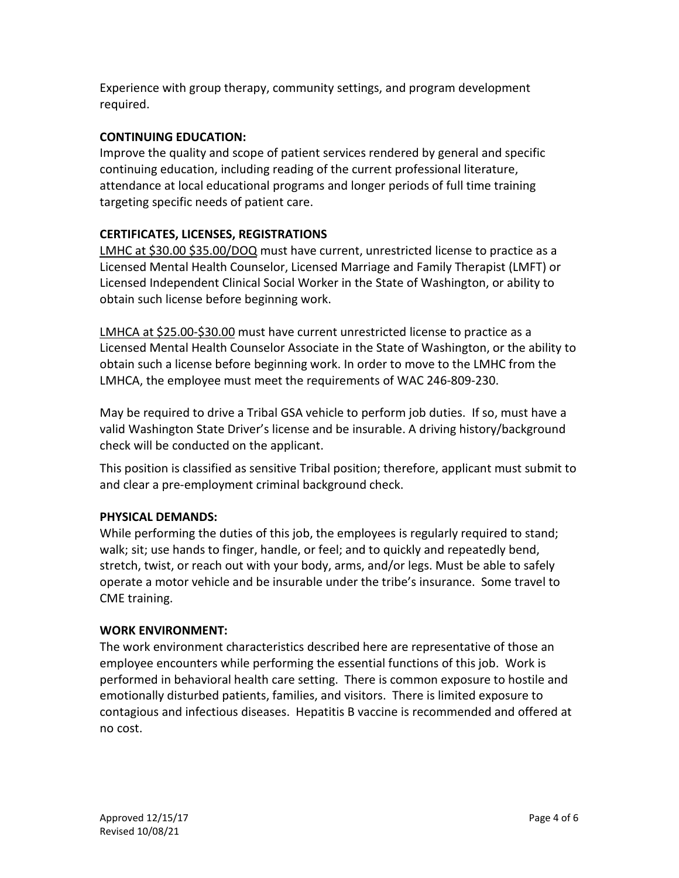Experience with group therapy, community settings, and program development required.

**CONTINUING EDUCATION:**

Improve the quality and scope of patient services rendered by general and specific continuing education, including reading of the current professional literature, attendance at local educational programs and longer periods of full time training targeting specific needs of patient care.

**CERTIFICATES, LICENSES, REGISTRATIONS**

LMHC at $30.00 $35.00/DOQ must have current, unrestricted license to practice as a Licensed Mental Health Counselor, Licensed Marriage and Family Therapist (LMFT) or Licensed Independent Clinical Social Worker in the State of Washington, or ability to obtain such license before beginning work.

LMHCA at $25.00-$30.00 must have current unrestricted license to practice as a Licensed Mental Health Counselor Associate in the State of Washington, or the ability to obtain such a license before beginning work. In order to move to the LMHC from the LMHCA, the employee must meet the requirements of WAC 246-809-230.

May be required to drive a Tribal GSA vehicle to perform job duties. If so, must have a valid Washington State Driver's license and be insurable. A driving history/background check will be conducted on the applicant.

This position is classified as sensitive Tribal position; therefore, applicant must submit to and clear a pre-employment criminal background check.

**PHYSICAL DEMANDS:**

While performing the duties of this job, the employees is regularly required to stand; walk; sit; use hands to finger, handle, or feel; and to quickly and repeatedly bend, stretch, twist, or reach out with your body, arms, and/or legs. Must be able to safely operate a motor vehicle and be insurable under the tribe's insurance. Some travel to CME training.

**WORK ENVIRONMENT:**

The work environment characteristics described here are representative of those an employee encounters while performing the essential functions of this job. Work is performed in behavioral health care setting. There is common exposure to hostile and emotionally disturbed patients, families, and visitors. There is limited exposure to contagious and infectious diseases. Hepatitis B vaccine is recommended and offered at no cost.

Approved 12/15/17
Revised 10/08/21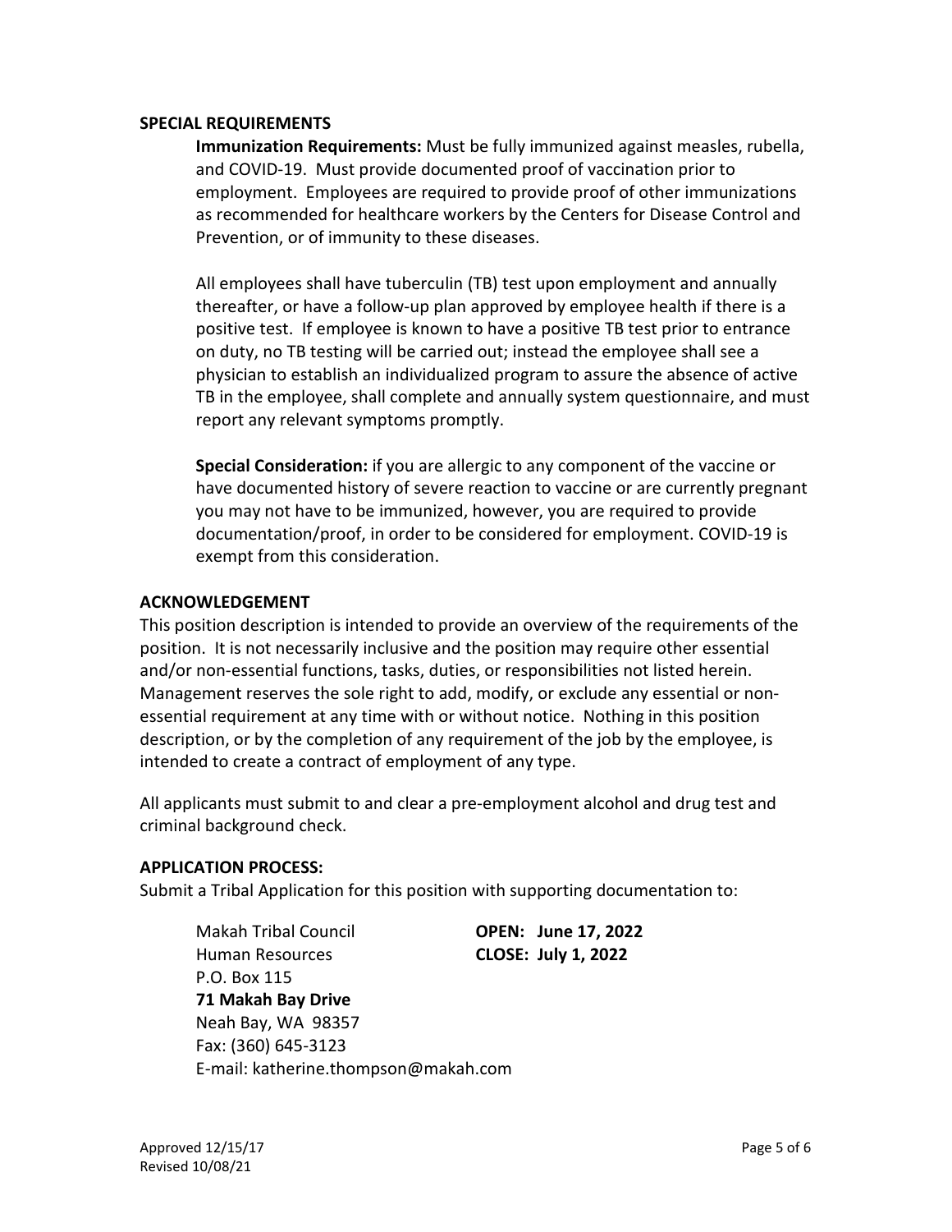### SPECIAL REQUIREMENTS

**Immunization Requirements:** Must be fully immunized against measles, rubella, and COVID-19. Must provide documented proof of vaccination prior to employment. Employees are required to provide proof of other immunizations as recommended for healthcare workers by the Centers for Disease Control and Prevention, or of immunity to these diseases.

All employees shall have tuberculin (TB) test upon employment and annually thereafter, or have a follow-up plan approved by employee health if there is a positive test. If employee is known to have a positive TB test prior to entrance on duty, no TB testing will be carried out; instead the employee shall see a physician to establish an individualized program to assure the absence of active TB in the employee, shall complete and annually system questionnaire, and must report any relevant symptoms promptly.

**Special Consideration:** if you are allergic to any component of the vaccine or have documented history of severe reaction to vaccine or are currently pregnant you may not have to be immunized, however, you are required to provide documentation/proof, in order to be considered for employment. COVID-19 is exempt from this consideration.

### ACKNOWLEDGEMENT

This position description is intended to provide an overview of the requirements of the position. It is not necessarily inclusive and the position may require other essential and/or non-essential functions, tasks, duties, or responsibilities not listed herein. Management reserves the sole right to add, modify, or exclude any essential or non-essential requirement at any time with or without notice. Nothing in this position description, or by the completion of any requirement of the job by the employee, is intended to create a contract of employment of any type.

All applicants must submit to and clear a pre-employment alcohol and drug test and criminal background check.

### APPLICATION PROCESS:

Submit a Tribal Application for this position with supporting documentation to:

Makah Tribal Council
Human Resources
P.O. Box 115
**71 Makah Bay Drive**
Neah Bay, WA 98357
Fax: (360) 645-3123
E-mail: katherine.thompson@makah.com

**OPEN: June 17, 2022**
**CLOSE: July 1, 2022**

Approved 12/15/17
Revised 10/08/21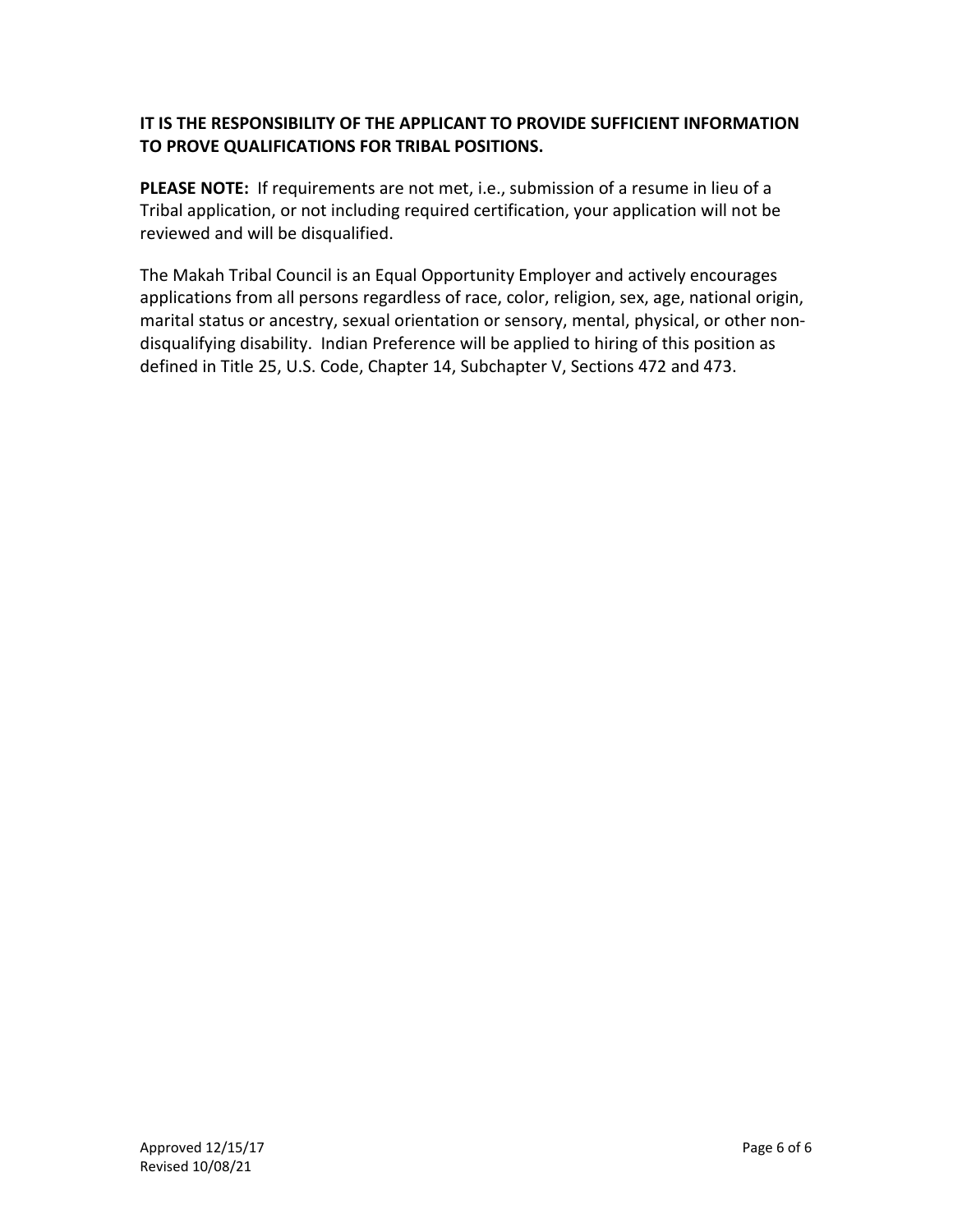**IT IS THE RESPONSIBILITY OF THE APPLICANT TO PROVIDE SUFFICIENT INFORMATION TO PROVE QUALIFICATIONS FOR TRIBAL POSITIONS.**

**PLEASE NOTE:** If requirements are not met, i.e., submission of a resume in lieu of a Tribal application, or not including required certification, your application will not be reviewed and will be disqualified.

The Makah Tribal Council is an Equal Opportunity Employer and actively encourages applications from all persons regardless of race, color, religion, sex, age, national origin, marital status or ancestry, sexual orientation or sensory, mental, physical, or other non-disqualifying disability. Indian Preference will be applied to hiring of this position as defined in Title 25, U.S. Code, Chapter 14, Subchapter V, Sections 472 and 473.

Approved 12/15/17
Revised 10/08/21